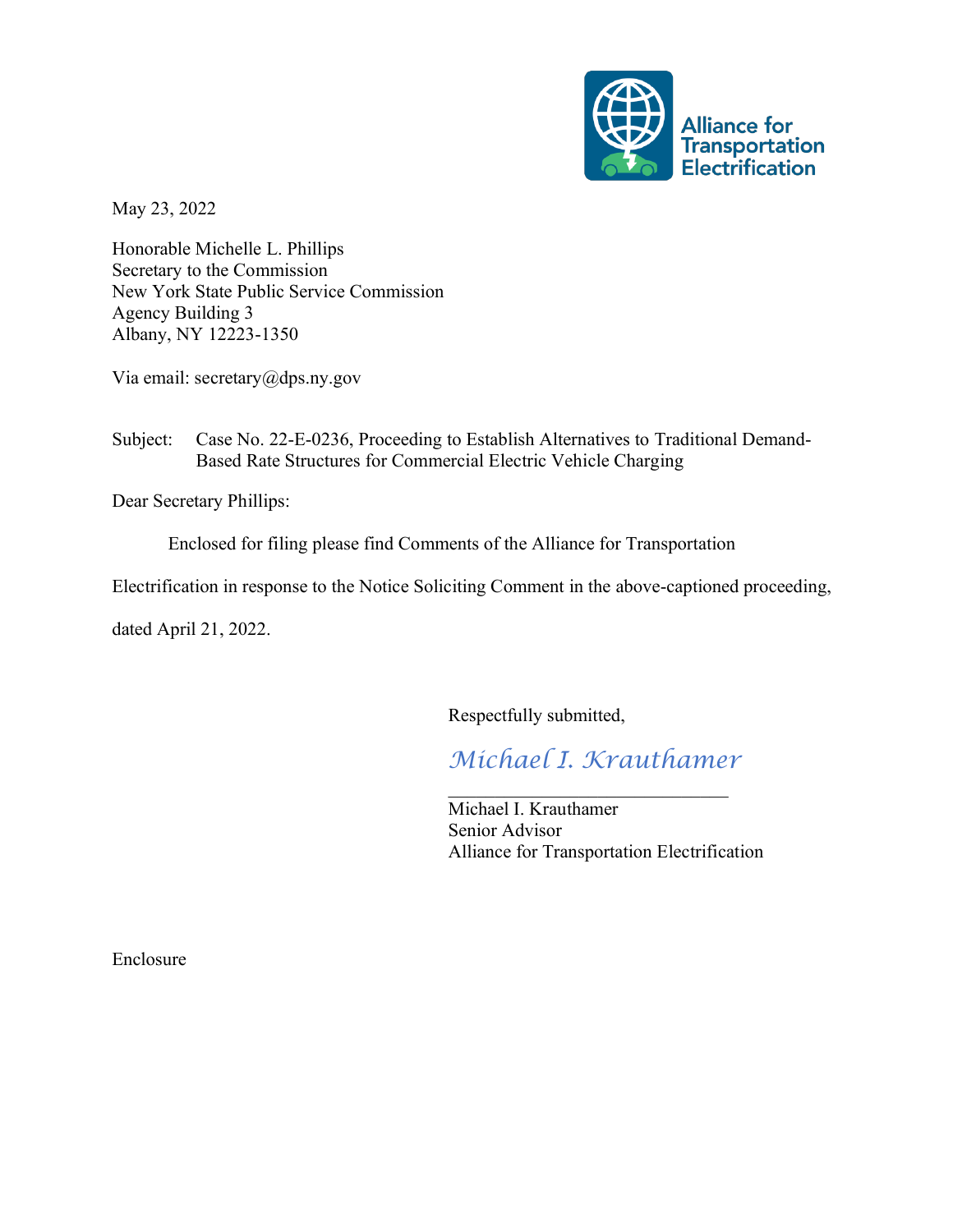Alliance for Transportation Electrification

May 23, 2022

Honorable Michelle L. Phillips
Secretary to the Commission
New York State Public Service Commission
Agency Building 3
Albany, NY 12223-1350

Via email: secretary@dps.ny.gov

Subject: Case No. 22-E-0236, Proceeding to Establish Alternatives to Traditional Demand-Based Rate Structures for Commercial Electric Vehicle Charging

Dear Secretary Phillips:

Enclosed for filing please find Comments of the Alliance for Transportation Electrification in response to the Notice Soliciting Comment in the above-captioned proceeding, dated April 21, 2022.

Respectfully submitted,

*Michael I. Krauthamer*

Michael I. Krauthamer
Senior Advisor
Alliance for Transportation Electrification

Enclosure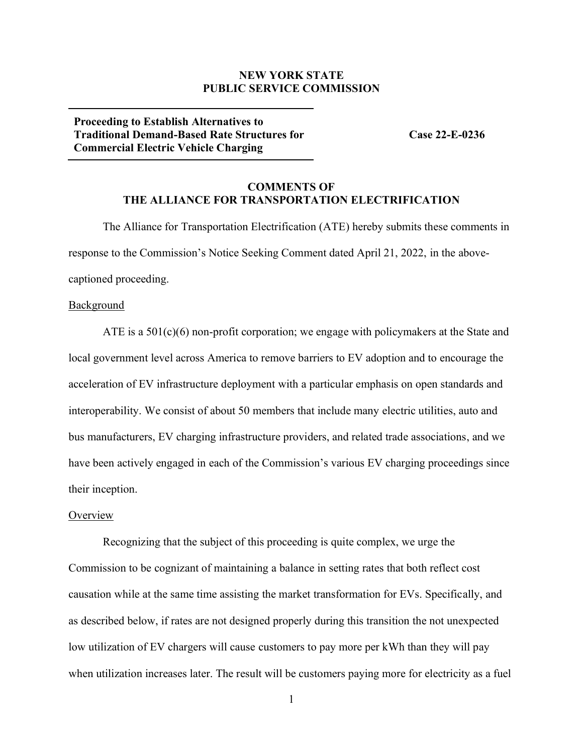**NEW YORK STATE**
**PUBLIC SERVICE COMMISSION**

| **Proceeding to Establish Alternatives to Traditional Demand-Based Rate Structures for Commercial Electric Vehicle Charging** | **Case 22-E-0236** |
|---|---|

**COMMENTS OF**
**THE ALLIANCE FOR TRANSPORTATION ELECTRIFICATION**

The Alliance for Transportation Electrification (ATE) hereby submits these comments in response to the Commission's Notice Seeking Comment dated April 21, 2022, in the above-captioned proceeding.

Background

ATE is a 501(c)(6) non-profit corporation; we engage with policymakers at the State and local government level across America to remove barriers to EV adoption and to encourage the acceleration of EV infrastructure deployment with a particular emphasis on open standards and interoperability. We consist of about 50 members that include many electric utilities, auto and bus manufacturers, EV charging infrastructure providers, and related trade associations, and we have been actively engaged in each of the Commission's various EV charging proceedings since their inception.

Overview

Recognizing that the subject of this proceeding is quite complex, we urge the Commission to be cognizant of maintaining a balance in setting rates that both reflect cost causation while at the same time assisting the market transformation for EVs. Specifically, and as described below, if rates are not designed properly during this transition the not unexpected low utilization of EV chargers will cause customers to pay more per kWh than they will pay when utilization increases later. The result will be customers paying more for electricity as a fuel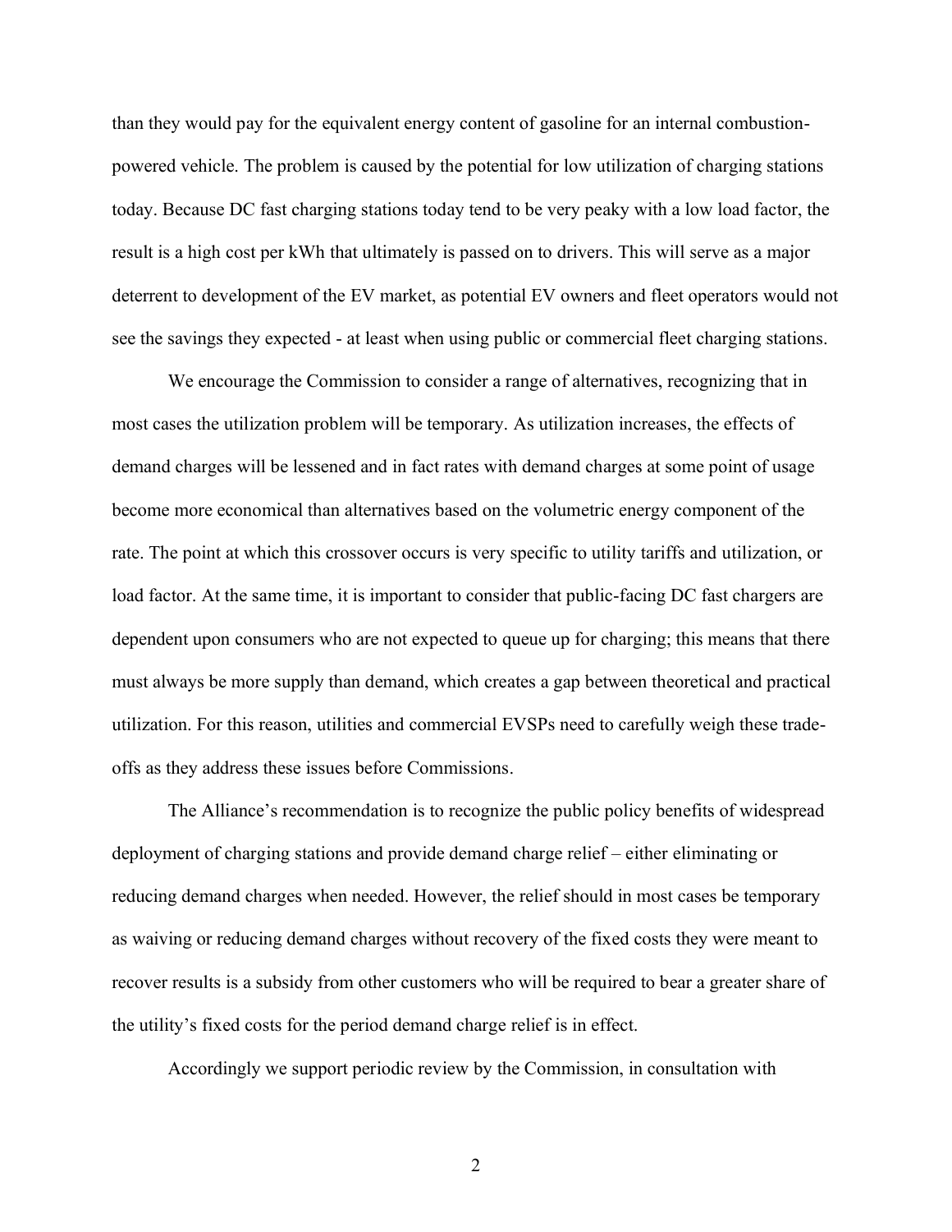than they would pay for the equivalent energy content of gasoline for an internal combustion-powered vehicle. The problem is caused by the potential for low utilization of charging stations today. Because DC fast charging stations today tend to be very peaky with a low load factor, the result is a high cost per kWh that ultimately is passed on to drivers. This will serve as a major deterrent to development of the EV market, as potential EV owners and fleet operators would not see the savings they expected - at least when using public or commercial fleet charging stations.

We encourage the Commission to consider a range of alternatives, recognizing that in most cases the utilization problem will be temporary. As utilization increases, the effects of demand charges will be lessened and in fact rates with demand charges at some point of usage become more economical than alternatives based on the volumetric energy component of the rate. The point at which this crossover occurs is very specific to utility tariffs and utilization, or load factor. At the same time, it is important to consider that public-facing DC fast chargers are dependent upon consumers who are not expected to queue up for charging; this means that there must always be more supply than demand, which creates a gap between theoretical and practical utilization. For this reason, utilities and commercial EVSPs need to carefully weigh these trade-offs as they address these issues before Commissions.

The Alliance's recommendation is to recognize the public policy benefits of widespread deployment of charging stations and provide demand charge relief – either eliminating or reducing demand charges when needed. However, the relief should in most cases be temporary as waiving or reducing demand charges without recovery of the fixed costs they were meant to recover results is a subsidy from other customers who will be required to bear a greater share of the utility's fixed costs for the period demand charge relief is in effect.

Accordingly we support periodic review by the Commission, in consultation with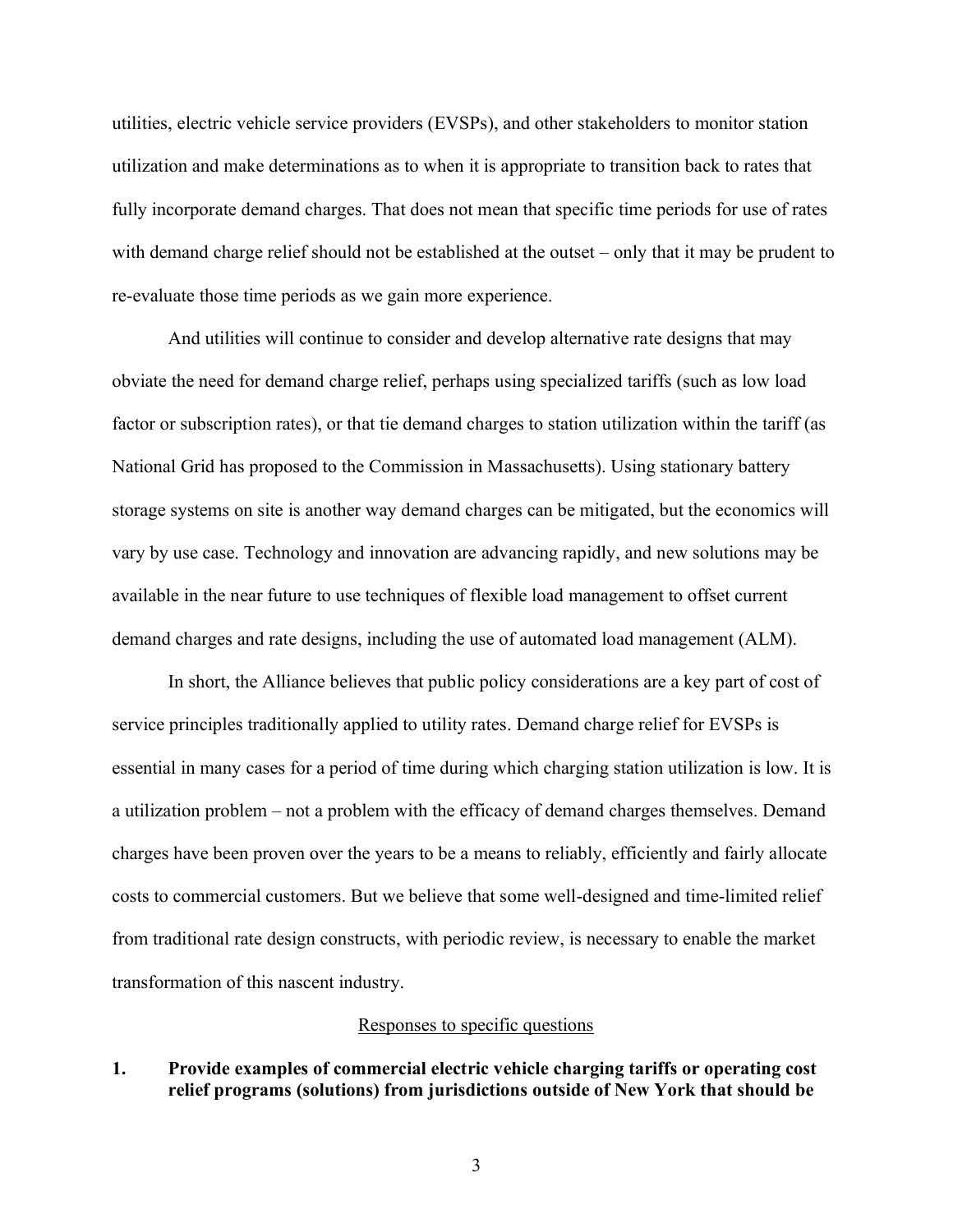utilities, electric vehicle service providers (EVSPs), and other stakeholders to monitor station utilization and make determinations as to when it is appropriate to transition back to rates that fully incorporate demand charges. That does not mean that specific time periods for use of rates with demand charge relief should not be established at the outset – only that it may be prudent to re-evaluate those time periods as we gain more experience.

And utilities will continue to consider and develop alternative rate designs that may obviate the need for demand charge relief, perhaps using specialized tariffs (such as low load factor or subscription rates), or that tie demand charges to station utilization within the tariff (as National Grid has proposed to the Commission in Massachusetts). Using stationary battery storage systems on site is another way demand charges can be mitigated, but the economics will vary by use case. Technology and innovation are advancing rapidly, and new solutions may be available in the near future to use techniques of flexible load management to offset current demand charges and rate designs, including the use of automated load management (ALM).

In short, the Alliance believes that public policy considerations are a key part of cost of service principles traditionally applied to utility rates. Demand charge relief for EVSPs is essential in many cases for a period of time during which charging station utilization is low. It is a utilization problem – not a problem with the efficacy of demand charges themselves. Demand charges have been proven over the years to be a means to reliably, efficiently and fairly allocate costs to commercial customers. But we believe that some well-designed and time-limited relief from traditional rate design constructs, with periodic review, is necessary to enable the market transformation of this nascent industry.

<u>Responses to specific questions</u>

**1. Provide examples of commercial electric vehicle charging tariffs or operating cost relief programs (solutions) from jurisdictions outside of New York that should be**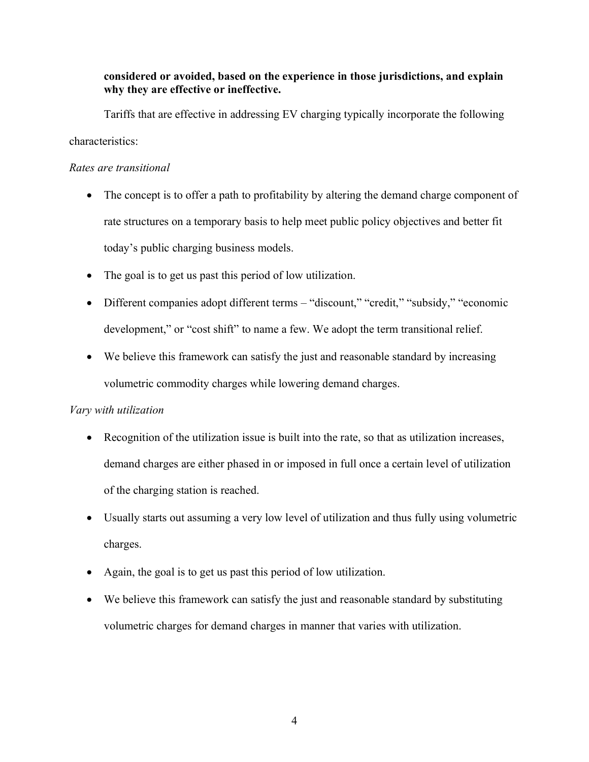**considered or avoided, based on the experience in those jurisdictions, and explain why they are effective or ineffective.**

Tariffs that are effective in addressing EV charging typically incorporate the following characteristics:

*Rates are transitional*

- The concept is to offer a path to profitability by altering the demand charge component of rate structures on a temporary basis to help meet public policy objectives and better fit today's public charging business models.
- The goal is to get us past this period of low utilization.
- Different companies adopt different terms – "discount," "credit," "subsidy," "economic development," or "cost shift" to name a few. We adopt the term transitional relief.
- We believe this framework can satisfy the just and reasonable standard by increasing volumetric commodity charges while lowering demand charges.

*Vary with utilization*

- Recognition of the utilization issue is built into the rate, so that as utilization increases, demand charges are either phased in or imposed in full once a certain level of utilization of the charging station is reached.
- Usually starts out assuming a very low level of utilization and thus fully using volumetric charges.
- Again, the goal is to get us past this period of low utilization.
- We believe this framework can satisfy the just and reasonable standard by substituting volumetric charges for demand charges in manner that varies with utilization.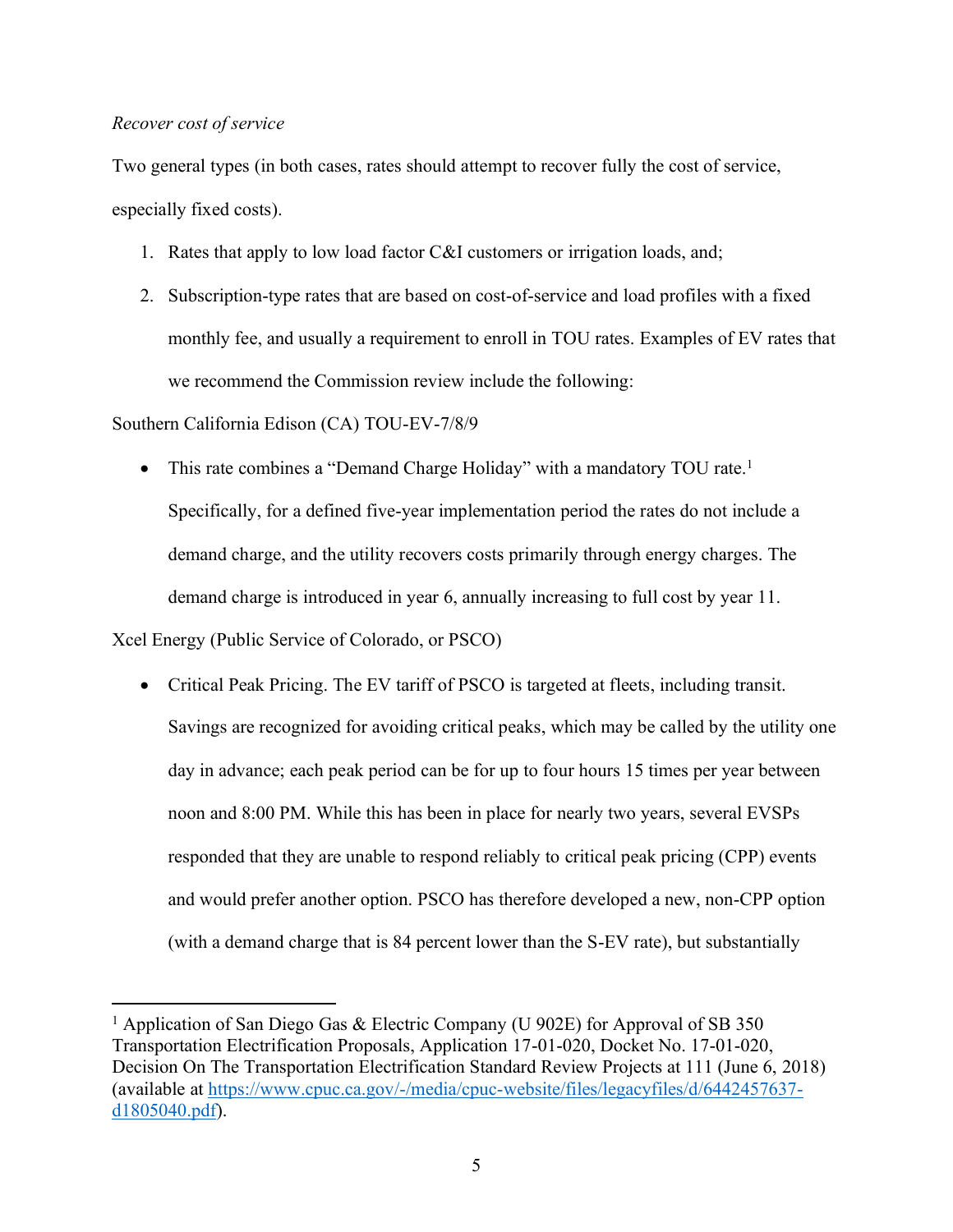*Recover cost of service*

Two general types (in both cases, rates should attempt to recover fully the cost of service, especially fixed costs).

1. Rates that apply to low load factor C&I customers or irrigation loads, and;
2. Subscription-type rates that are based on cost-of-service and load profiles with a fixed monthly fee, and usually a requirement to enroll in TOU rates. Examples of EV rates that we recommend the Commission review include the following:

Southern California Edison (CA) TOU-EV-7/8/9

- This rate combines a "Demand Charge Holiday" with a mandatory TOU rate.[1] Specifically, for a defined five-year implementation period the rates do not include a demand charge, and the utility recovers costs primarily through energy charges. The demand charge is introduced in year 6, annually increasing to full cost by year 11.

Xcel Energy (Public Service of Colorado, or PSCO)

- Critical Peak Pricing. The EV tariff of PSCO is targeted at fleets, including transit. Savings are recognized for avoiding critical peaks, which may be called by the utility one day in advance; each peak period can be for up to four hours 15 times per year between noon and 8:00 PM. While this has been in place for nearly two years, several EVSPs responded that they are unable to respond reliably to critical peak pricing (CPP) events and would prefer another option. PSCO has therefore developed a new, non-CPP option (with a demand charge that is 84 percent lower than the S-EV rate), but substantially

[1] Application of San Diego Gas & Electric Company (U 902E) for Approval of SB 350 Transportation Electrification Proposals, Application 17-01-020, Docket No. 17-01-020, Decision On The Transportation Electrification Standard Review Projects at 111 (June 6, 2018) (available at [https://www.cpuc.ca.gov/-/media/cpuc-website/files/legacyfiles/d/6442457637-d1805040.pdf](https://www.cpuc.ca.gov/-/media/cpuc-website/files/legacyfiles/d/6442457637-d1805040.pdf)).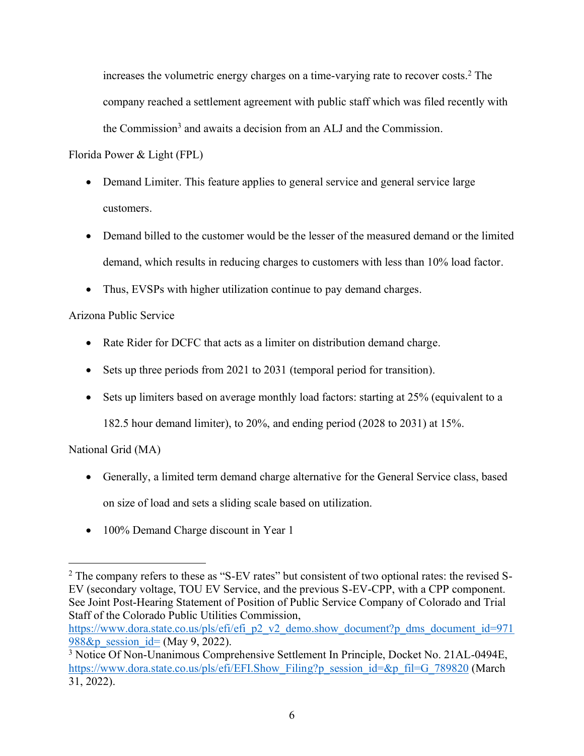increases the volumetric energy charges on a time-varying rate to recover costs.[2] The company reached a settlement agreement with public staff which was filed recently with the Commission[3] and awaits a decision from an ALJ and the Commission.

Florida Power & Light (FPL)

- Demand Limiter. This feature applies to general service and general service large customers.
- Demand billed to the customer would be the lesser of the measured demand or the limited demand, which results in reducing charges to customers with less than 10% load factor.
- Thus, EVSPs with higher utilization continue to pay demand charges.

Arizona Public Service

- Rate Rider for DCFC that acts as a limiter on distribution demand charge.
- Sets up three periods from 2021 to 2031 (temporal period for transition).
- Sets up limiters based on average monthly load factors: starting at 25% (equivalent to a 182.5 hour demand limiter), to 20%, and ending period (2028 to 2031) at 15%.

National Grid (MA)

- Generally, a limited term demand charge alternative for the General Service class, based on size of load and sets a sliding scale based on utilization.
- 100% Demand Charge discount in Year 1

---

[2] The company refers to these as "S-EV rates" but consistent of two optional rates: the revised S-EV (secondary voltage, TOU EV Service, and the previous S-EV-CPP, with a CPP component. See Joint Post-Hearing Statement of Position of Public Service Company of Colorado and Trial Staff of the Colorado Public Utilities Commission, https://www.dora.state.co.us/pls/efi/efi_p2_v2_demo.show_document?p_dms_document_id=971988&p_session_id= (May 9, 2022).

[3] Notice Of Non-Unanimous Comprehensive Settlement In Principle, Docket No. 21AL-0494E, https://www.dora.state.co.us/pls/efi/EFI.Show_Filing?p_session_id=&p_fil=G_789820 (March 31, 2022).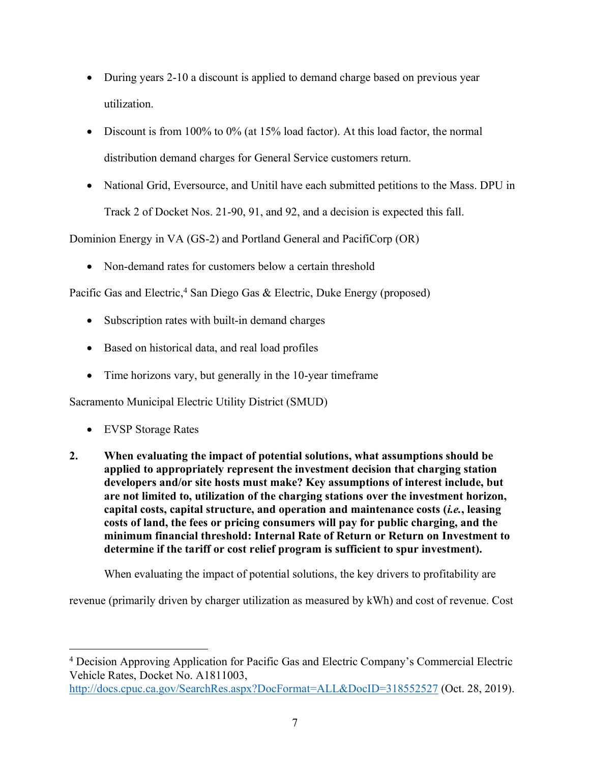- During years 2-10 a discount is applied to demand charge based on previous year utilization.
- Discount is from 100% to 0% (at 15% load factor). At this load factor, the normal distribution demand charges for General Service customers return.
- National Grid, Eversource, and Unitil have each submitted petitions to the Mass. DPU in Track 2 of Docket Nos. 21-90, 91, and 92, and a decision is expected this fall.

Dominion Energy in VA (GS-2) and Portland General and PacifiCorp (OR)

- Non-demand rates for customers below a certain threshold

Pacific Gas and Electric,[4] San Diego Gas & Electric, Duke Energy (proposed)

- Subscription rates with built-in demand charges
- Based on historical data, and real load profiles
- Time horizons vary, but generally in the 10-year timeframe

Sacramento Municipal Electric Utility District (SMUD)

- EVSP Storage Rates

**2. When evaluating the impact of potential solutions, what assumptions should be applied to appropriately represent the investment decision that charging station developers and/or site hosts must make? Key assumptions of interest include, but are not limited to, utilization of the charging stations over the investment horizon, capital costs, capital structure, and operation and maintenance costs (*i.e.*, leasing costs of land, the fees or pricing consumers will pay for public charging, and the minimum financial threshold: Internal Rate of Return or Return on Investment to determine if the tariff or cost relief program is sufficient to spur investment).**

When evaluating the impact of potential solutions, the key drivers to profitability are revenue (primarily driven by charger utilization as measured by kWh) and cost of revenue. Cost

[4] Decision Approving Application for Pacific Gas and Electric Company's Commercial Electric Vehicle Rates, Docket No. A1811003, http://docs.cpuc.ca.gov/SearchRes.aspx?DocFormat=ALL&DocID=318552527 (Oct. 28, 2019).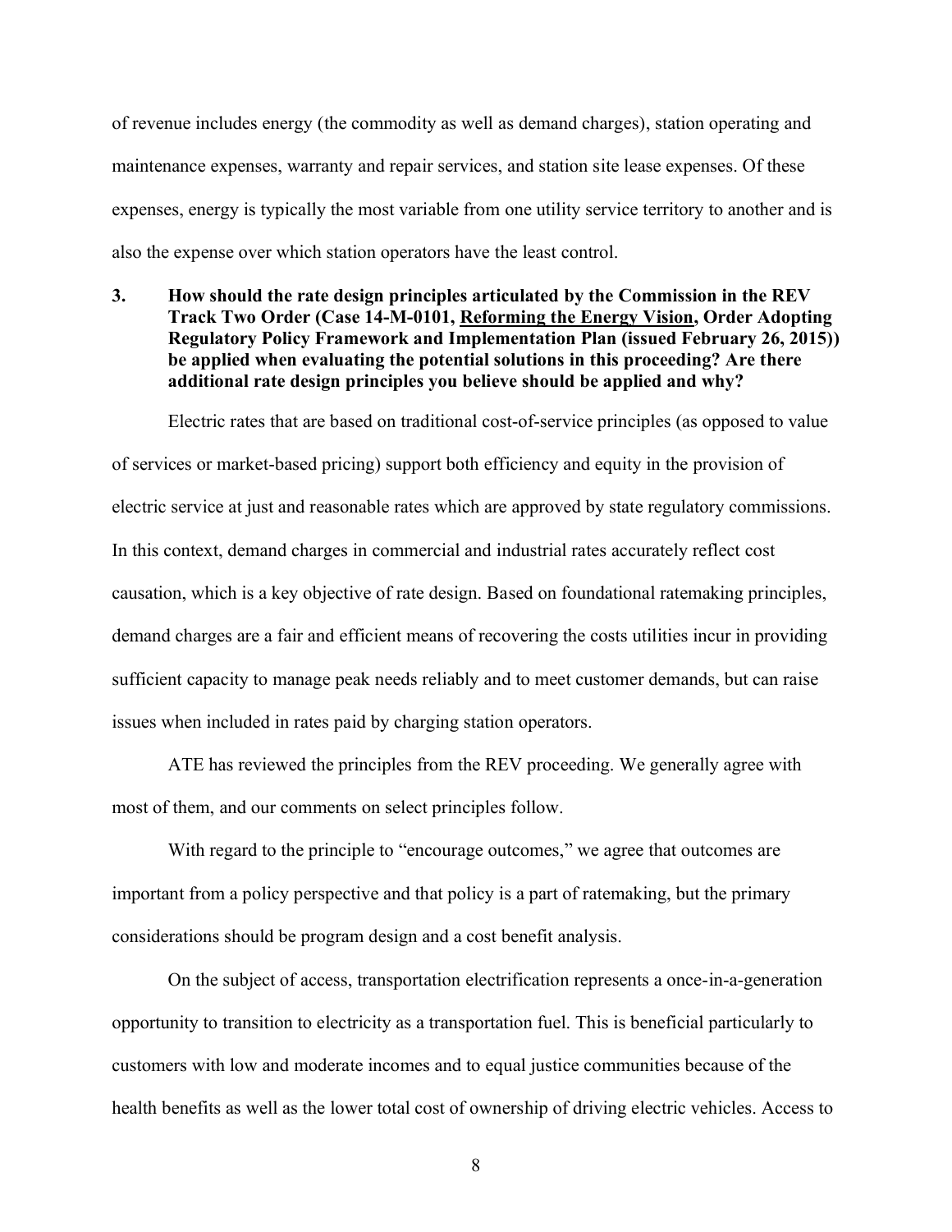of revenue includes energy (the commodity as well as demand charges), station operating and maintenance expenses, warranty and repair services, and station site lease expenses. Of these expenses, energy is typically the most variable from one utility service territory to another and is also the expense over which station operators have the least control.

**3. How should the rate design principles articulated by the Commission in the REV Track Two Order (Case 14-M-0101, <u>Reforming the Energy Vision</u>, Order Adopting Regulatory Policy Framework and Implementation Plan (issued February 26, 2015)) be applied when evaluating the potential solutions in this proceeding? Are there additional rate design principles you believe should be applied and why?**

Electric rates that are based on traditional cost-of-service principles (as opposed to value of services or market-based pricing) support both efficiency and equity in the provision of electric service at just and reasonable rates which are approved by state regulatory commissions. In this context, demand charges in commercial and industrial rates accurately reflect cost causation, which is a key objective of rate design. Based on foundational ratemaking principles, demand charges are a fair and efficient means of recovering the costs utilities incur in providing sufficient capacity to manage peak needs reliably and to meet customer demands, but can raise issues when included in rates paid by charging station operators.

ATE has reviewed the principles from the REV proceeding. We generally agree with most of them, and our comments on select principles follow.

With regard to the principle to "encourage outcomes," we agree that outcomes are important from a policy perspective and that policy is a part of ratemaking, but the primary considerations should be program design and a cost benefit analysis.

On the subject of access, transportation electrification represents a once-in-a-generation opportunity to transition to electricity as a transportation fuel. This is beneficial particularly to customers with low and moderate incomes and to equal justice communities because of the health benefits as well as the lower total cost of ownership of driving electric vehicles. Access to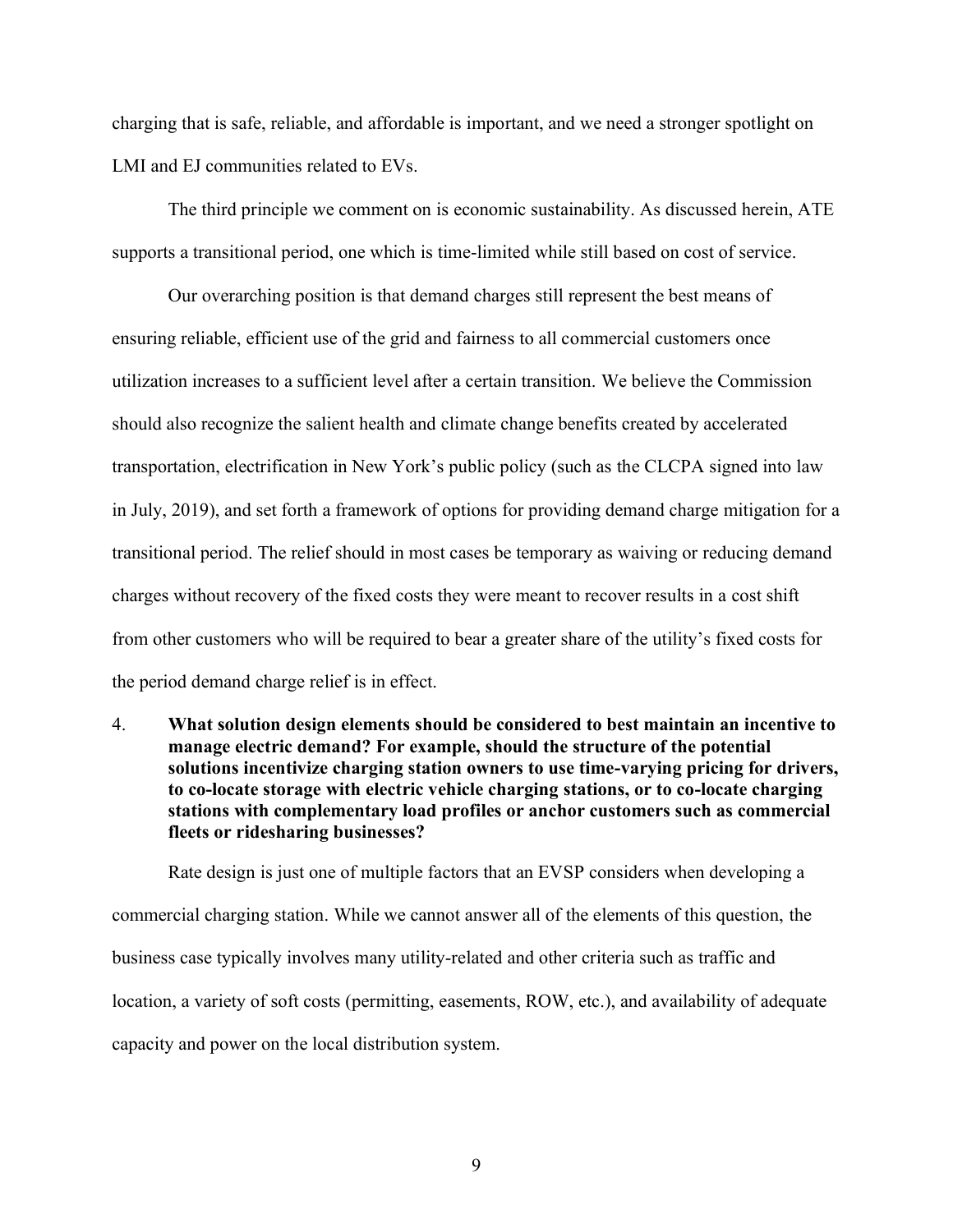charging that is safe, reliable, and affordable is important, and we need a stronger spotlight on LMI and EJ communities related to EVs.

The third principle we comment on is economic sustainability. As discussed herein, ATE supports a transitional period, one which is time-limited while still based on cost of service.

Our overarching position is that demand charges still represent the best means of ensuring reliable, efficient use of the grid and fairness to all commercial customers once utilization increases to a sufficient level after a certain transition. We believe the Commission should also recognize the salient health and climate change benefits created by accelerated transportation, electrification in New York's public policy (such as the CLCPA signed into law in July, 2019), and set forth a framework of options for providing demand charge mitigation for a transitional period. The relief should in most cases be temporary as waiving or reducing demand charges without recovery of the fixed costs they were meant to recover results in a cost shift from other customers who will be required to bear a greater share of the utility's fixed costs for the period demand charge relief is in effect.

4. **What solution design elements should be considered to best maintain an incentive to manage electric demand? For example, should the structure of the potential solutions incentivize charging station owners to use time-varying pricing for drivers, to co-locate storage with electric vehicle charging stations, or to co-locate charging stations with complementary load profiles or anchor customers such as commercial fleets or ridesharing businesses?**

Rate design is just one of multiple factors that an EVSP considers when developing a commercial charging station. While we cannot answer all of the elements of this question, the business case typically involves many utility-related and other criteria such as traffic and location, a variety of soft costs (permitting, easements, ROW, etc.), and availability of adequate capacity and power on the local distribution system.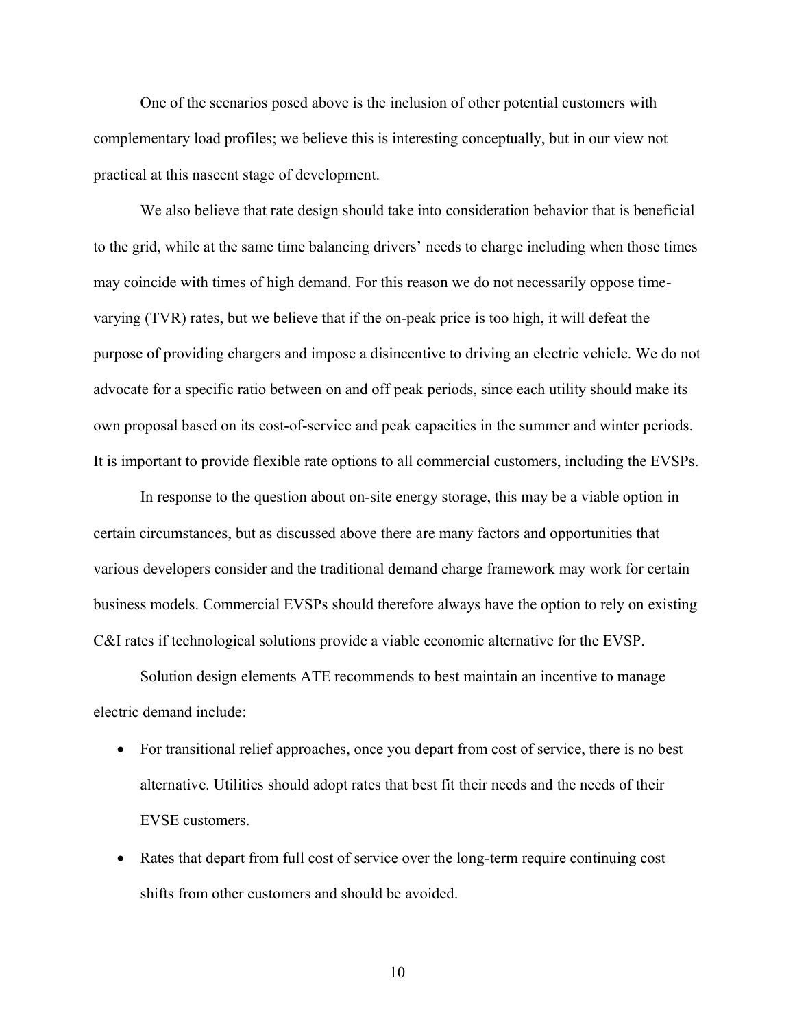One of the scenarios posed above is the inclusion of other potential customers with complementary load profiles; we believe this is interesting conceptually, but in our view not practical at this nascent stage of development.

We also believe that rate design should take into consideration behavior that is beneficial to the grid, while at the same time balancing drivers' needs to charge including when those times may coincide with times of high demand. For this reason we do not necessarily oppose time-varying (TVR) rates, but we believe that if the on-peak price is too high, it will defeat the purpose of providing chargers and impose a disincentive to driving an electric vehicle. We do not advocate for a specific ratio between on and off peak periods, since each utility should make its own proposal based on its cost-of-service and peak capacities in the summer and winter periods. It is important to provide flexible rate options to all commercial customers, including the EVSPs.

In response to the question about on-site energy storage, this may be a viable option in certain circumstances, but as discussed above there are many factors and opportunities that various developers consider and the traditional demand charge framework may work for certain business models. Commercial EVSPs should therefore always have the option to rely on existing C&I rates if technological solutions provide a viable economic alternative for the EVSP.

Solution design elements ATE recommends to best maintain an incentive to manage electric demand include:

- For transitional relief approaches, once you depart from cost of service, there is no best alternative. Utilities should adopt rates that best fit their needs and the needs of their EVSE customers.
- Rates that depart from full cost of service over the long-term require continuing cost shifts from other customers and should be avoided.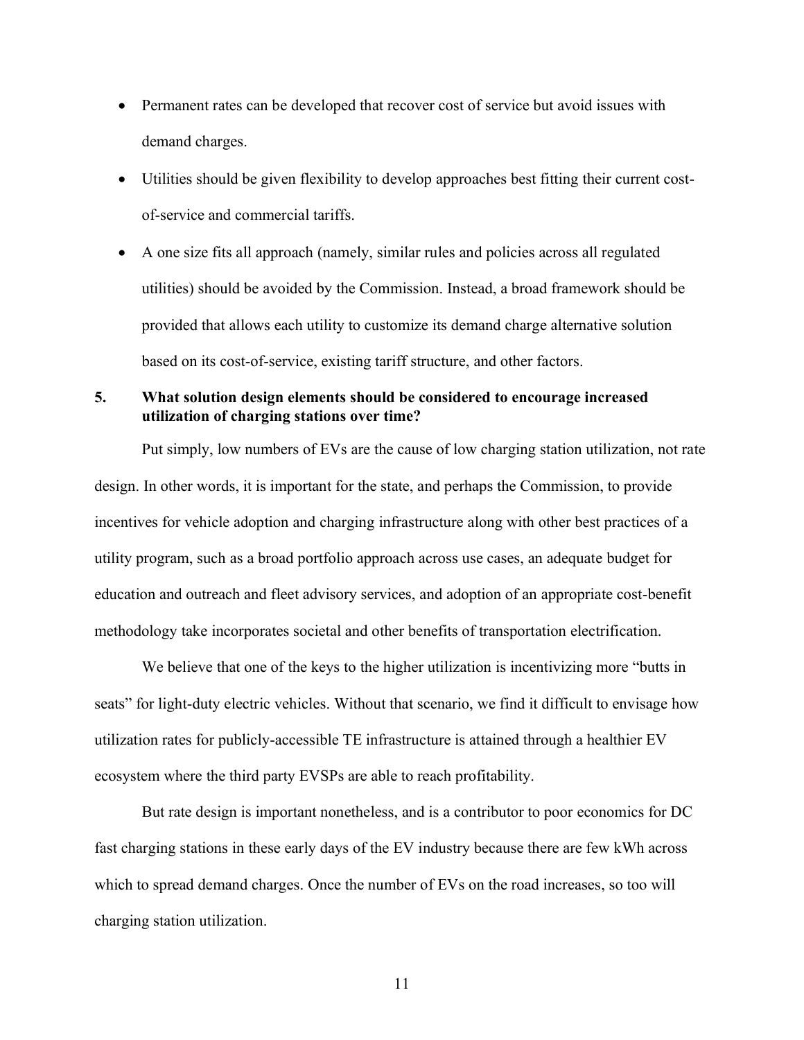- Permanent rates can be developed that recover cost of service but avoid issues with demand charges.
- Utilities should be given flexibility to develop approaches best fitting their current cost-of-service and commercial tariffs.
- A one size fits all approach (namely, similar rules and policies across all regulated utilities) should be avoided by the Commission. Instead, a broad framework should be provided that allows each utility to customize its demand charge alternative solution based on its cost-of-service, existing tariff structure, and other factors.

**5. What solution design elements should be considered to encourage increased utilization of charging stations over time?**

Put simply, low numbers of EVs are the cause of low charging station utilization, not rate design. In other words, it is important for the state, and perhaps the Commission, to provide incentives for vehicle adoption and charging infrastructure along with other best practices of a utility program, such as a broad portfolio approach across use cases, an adequate budget for education and outreach and fleet advisory services, and adoption of an appropriate cost-benefit methodology take incorporates societal and other benefits of transportation electrification.

We believe that one of the keys to the higher utilization is incentivizing more "butts in seats" for light-duty electric vehicles. Without that scenario, we find it difficult to envisage how utilization rates for publicly-accessible TE infrastructure is attained through a healthier EV ecosystem where the third party EVSPs are able to reach profitability.

But rate design is important nonetheless, and is a contributor to poor economics for DC fast charging stations in these early days of the EV industry because there are few kWh across which to spread demand charges. Once the number of EVs on the road increases, so too will charging station utilization.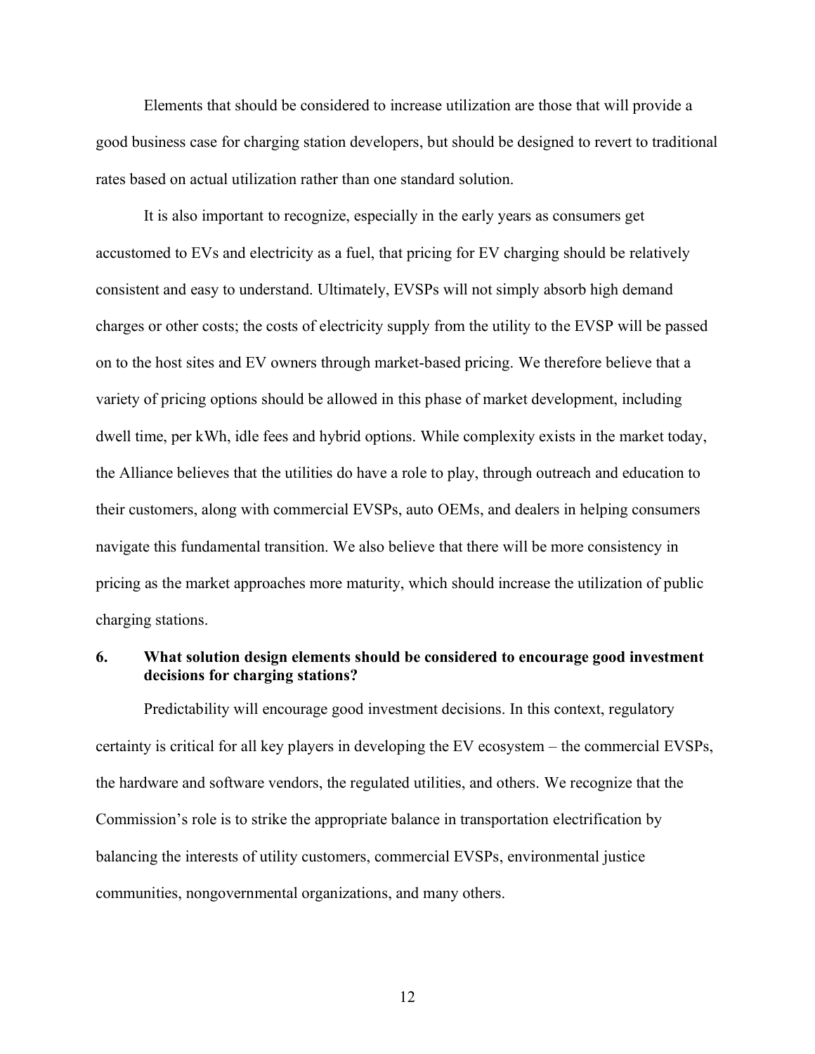Elements that should be considered to increase utilization are those that will provide a good business case for charging station developers, but should be designed to revert to traditional rates based on actual utilization rather than one standard solution.

It is also important to recognize, especially in the early years as consumers get accustomed to EVs and electricity as a fuel, that pricing for EV charging should be relatively consistent and easy to understand. Ultimately, EVSPs will not simply absorb high demand charges or other costs; the costs of electricity supply from the utility to the EVSP will be passed on to the host sites and EV owners through market-based pricing. We therefore believe that a variety of pricing options should be allowed in this phase of market development, including dwell time, per kWh, idle fees and hybrid options. While complexity exists in the market today, the Alliance believes that the utilities do have a role to play, through outreach and education to their customers, along with commercial EVSPs, auto OEMs, and dealers in helping consumers navigate this fundamental transition. We also believe that there will be more consistency in pricing as the market approaches more maturity, which should increase the utilization of public charging stations.

**6. What solution design elements should be considered to encourage good investment decisions for charging stations?**

Predictability will encourage good investment decisions. In this context, regulatory certainty is critical for all key players in developing the EV ecosystem – the commercial EVSPs, the hardware and software vendors, the regulated utilities, and others. We recognize that the Commission's role is to strike the appropriate balance in transportation electrification by balancing the interests of utility customers, commercial EVSPs, environmental justice communities, nongovernmental organizations, and many others.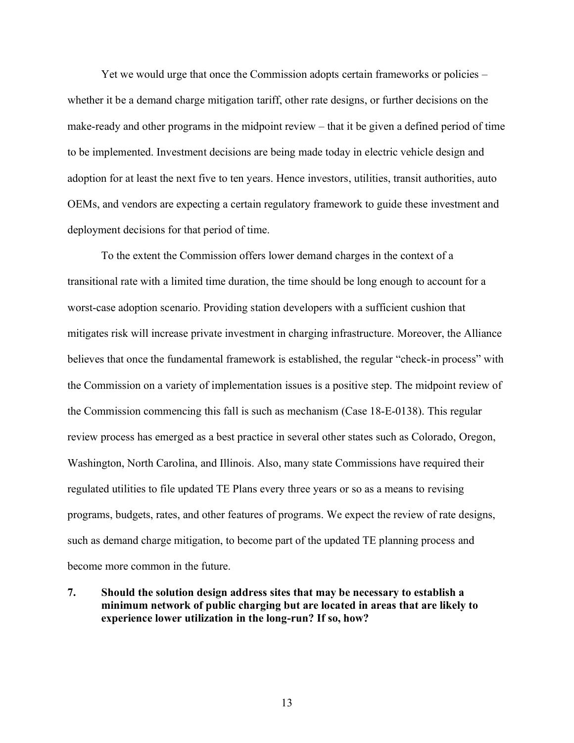Yet we would urge that once the Commission adopts certain frameworks or policies – whether it be a demand charge mitigation tariff, other rate designs, or further decisions on the make-ready and other programs in the midpoint review – that it be given a defined period of time to be implemented. Investment decisions are being made today in electric vehicle design and adoption for at least the next five to ten years. Hence investors, utilities, transit authorities, auto OEMs, and vendors are expecting a certain regulatory framework to guide these investment and deployment decisions for that period of time.

To the extent the Commission offers lower demand charges in the context of a transitional rate with a limited time duration, the time should be long enough to account for a worst-case adoption scenario. Providing station developers with a sufficient cushion that mitigates risk will increase private investment in charging infrastructure. Moreover, the Alliance believes that once the fundamental framework is established, the regular "check-in process" with the Commission on a variety of implementation issues is a positive step. The midpoint review of the Commission commencing this fall is such as mechanism (Case 18-E-0138). This regular review process has emerged as a best practice in several other states such as Colorado, Oregon, Washington, North Carolina, and Illinois. Also, many state Commissions have required their regulated utilities to file updated TE Plans every three years or so as a means to revising programs, budgets, rates, and other features of programs. We expect the review of rate designs, such as demand charge mitigation, to become part of the updated TE planning process and become more common in the future.

**7. Should the solution design address sites that may be necessary to establish a minimum network of public charging but are located in areas that are likely to experience lower utilization in the long-run? If so, how?**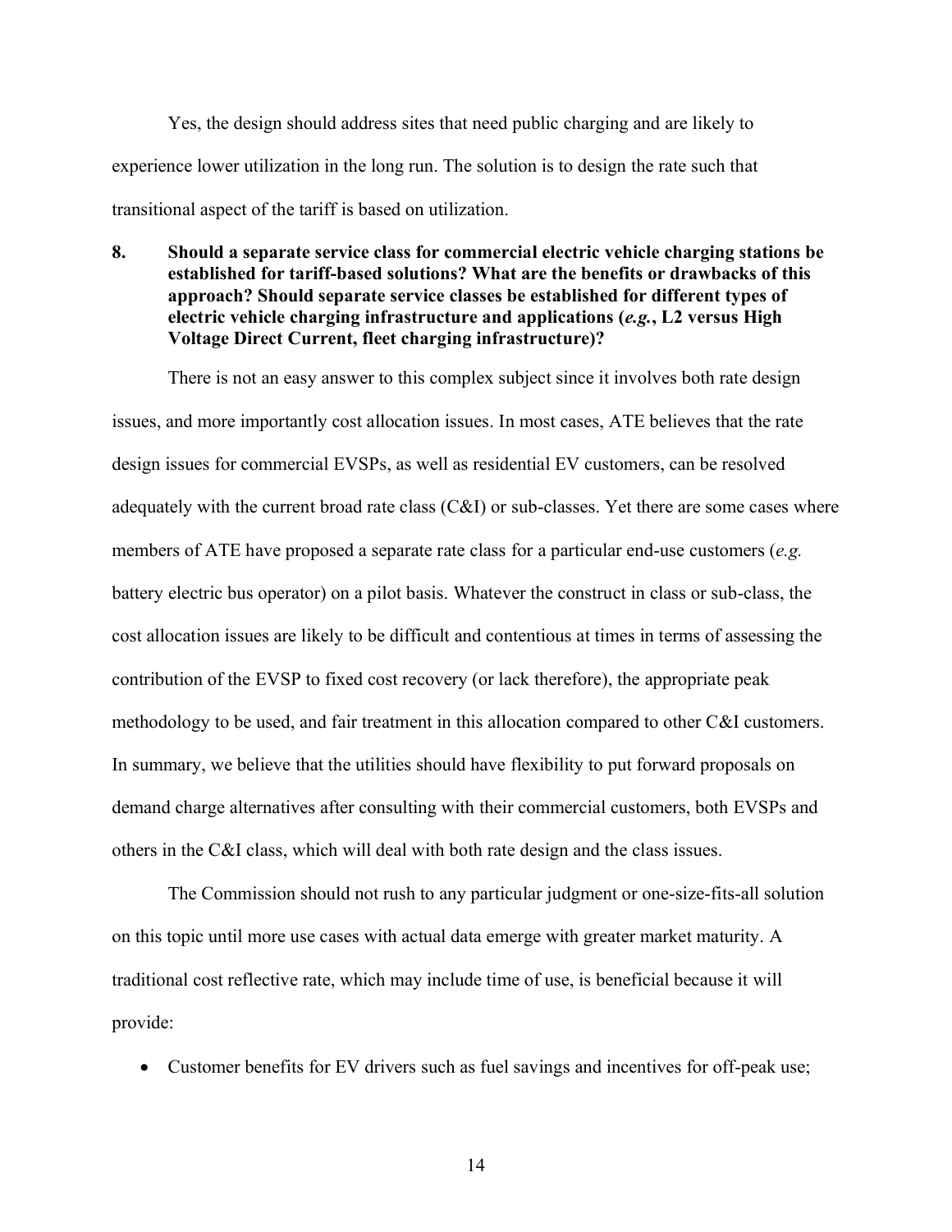Yes, the design should address sites that need public charging and are likely to experience lower utilization in the long run. The solution is to design the rate such that transitional aspect of the tariff is based on utilization.

**8. Should a separate service class for commercial electric vehicle charging stations be established for tariff-based solutions? What are the benefits or drawbacks of this approach? Should separate service classes be established for different types of electric vehicle charging infrastructure and applications (*e.g.*, L2 versus High Voltage Direct Current, fleet charging infrastructure)?**

There is not an easy answer to this complex subject since it involves both rate design issues, and more importantly cost allocation issues. In most cases, ATE believes that the rate design issues for commercial EVSPs, as well as residential EV customers, can be resolved adequately with the current broad rate class (C&I) or sub-classes. Yet there are some cases where members of ATE have proposed a separate rate class for a particular end-use customers (*e.g.* battery electric bus operator) on a pilot basis. Whatever the construct in class or sub-class, the cost allocation issues are likely to be difficult and contentious at times in terms of assessing the contribution of the EVSP to fixed cost recovery (or lack therefore), the appropriate peak methodology to be used, and fair treatment in this allocation compared to other C&I customers. In summary, we believe that the utilities should have flexibility to put forward proposals on demand charge alternatives after consulting with their commercial customers, both EVSPs and others in the C&I class, which will deal with both rate design and the class issues.

The Commission should not rush to any particular judgment or one-size-fits-all solution on this topic until more use cases with actual data emerge with greater market maturity. A traditional cost reflective rate, which may include time of use, is beneficial because it will provide:

- Customer benefits for EV drivers such as fuel savings and incentives for off-peak use;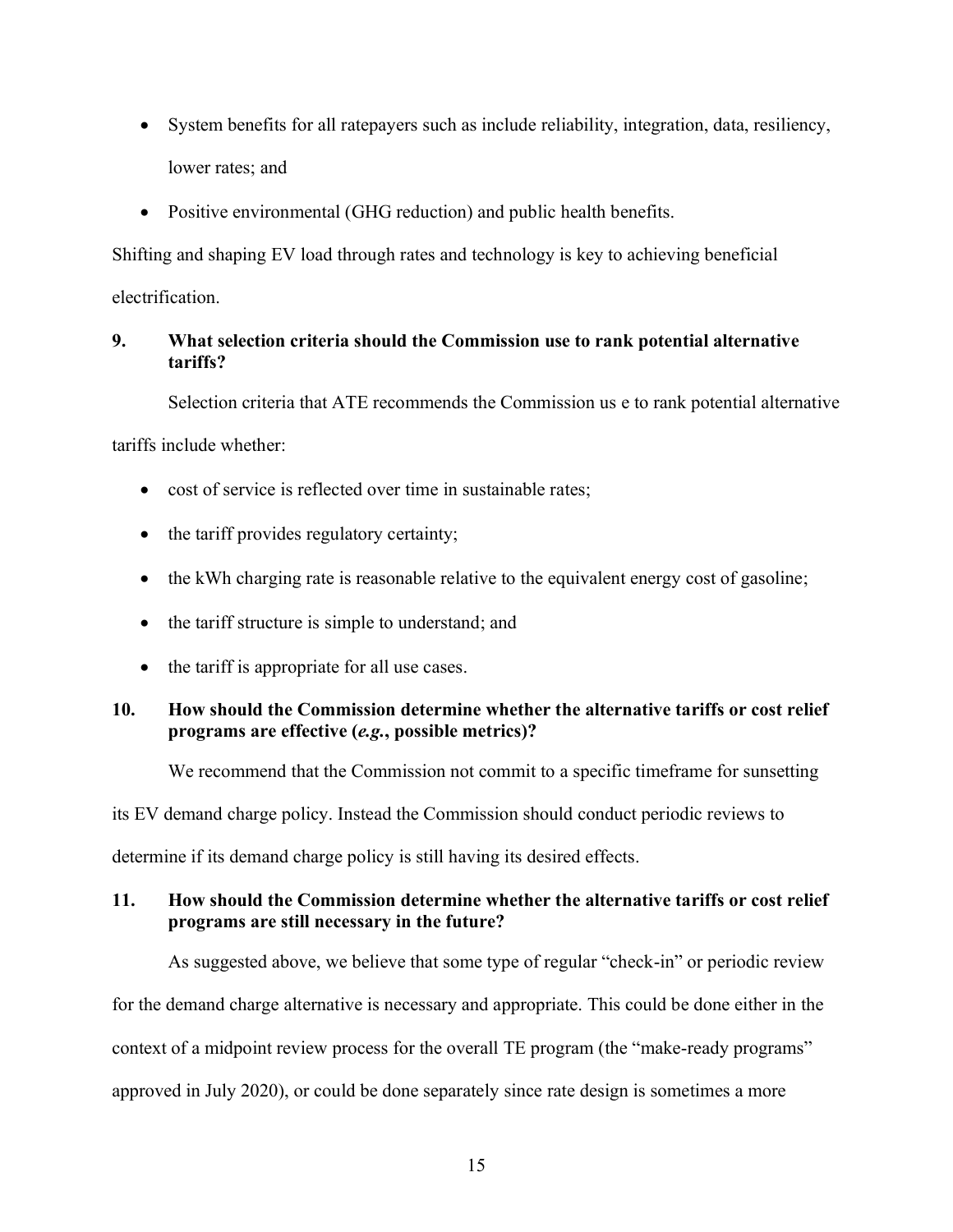- System benefits for all ratepayers such as include reliability, integration, data, resiliency, lower rates; and
- Positive environmental (GHG reduction) and public health benefits.

Shifting and shaping EV load through rates and technology is key to achieving beneficial electrification.

**9. What selection criteria should the Commission use to rank potential alternative tariffs?**

Selection criteria that ATE recommends the Commission us e to rank potential alternative tariffs include whether:

- cost of service is reflected over time in sustainable rates;
- the tariff provides regulatory certainty;
- the kWh charging rate is reasonable relative to the equivalent energy cost of gasoline;
- the tariff structure is simple to understand; and
- the tariff is appropriate for all use cases.

**10. How should the Commission determine whether the alternative tariffs or cost relief programs are effective (*e.g.*, possible metrics)?**

We recommend that the Commission not commit to a specific timeframe for sunsetting its EV demand charge policy. Instead the Commission should conduct periodic reviews to determine if its demand charge policy is still having its desired effects.

**11. How should the Commission determine whether the alternative tariffs or cost relief programs are still necessary in the future?**

As suggested above, we believe that some type of regular "check-in" or periodic review for the demand charge alternative is necessary and appropriate. This could be done either in the context of a midpoint review process for the overall TE program (the "make-ready programs" approved in July 2020), or could be done separately since rate design is sometimes a more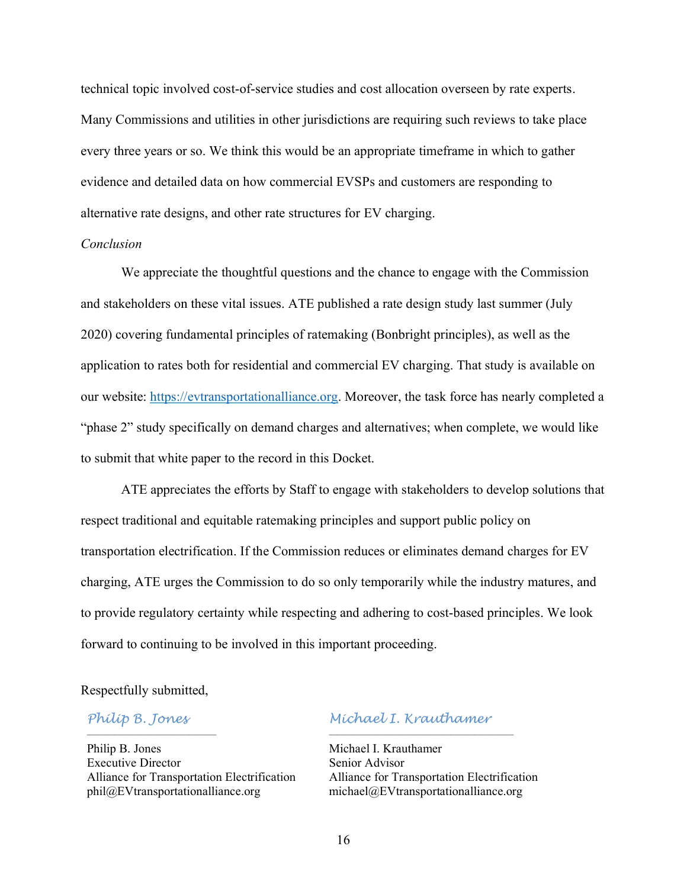technical topic involved cost-of-service studies and cost allocation overseen by rate experts. Many Commissions and utilities in other jurisdictions are requiring such reviews to take place every three years or so. We think this would be an appropriate timeframe in which to gather evidence and detailed data on how commercial EVSPs and customers are responding to alternative rate designs, and other rate structures for EV charging.

*Conclusion*

We appreciate the thoughtful questions and the chance to engage with the Commission and stakeholders on these vital issues. ATE published a rate design study last summer (July 2020) covering fundamental principles of ratemaking (Bonbright principles), as well as the application to rates both for residential and commercial EV charging. That study is available on our website: [https://evtransportationalliance.org](https://evtransportationalliance.org). Moreover, the task force has nearly completed a "phase 2" study specifically on demand charges and alternatives; when complete, we would like to submit that white paper to the record in this Docket.

ATE appreciates the efforts by Staff to engage with stakeholders to develop solutions that respect traditional and equitable ratemaking principles and support public policy on transportation electrification. If the Commission reduces or eliminates demand charges for EV charging, ATE urges the Commission to do so only temporarily while the industry matures, and to provide regulatory certainty while respecting and adhering to cost-based principles. We look forward to continuing to be involved in this important proceeding.

Respectfully submitted,

*Philip B. Jones*

Philip B. Jones
Executive Director
Alliance for Transportation Electrification
phil@EVtransportationalliance.org

*Michael I. Krauthamer*

Michael I. Krauthamer
Senior Advisor
Alliance for Transportation Electrification
michael@EVtransportationalliance.org